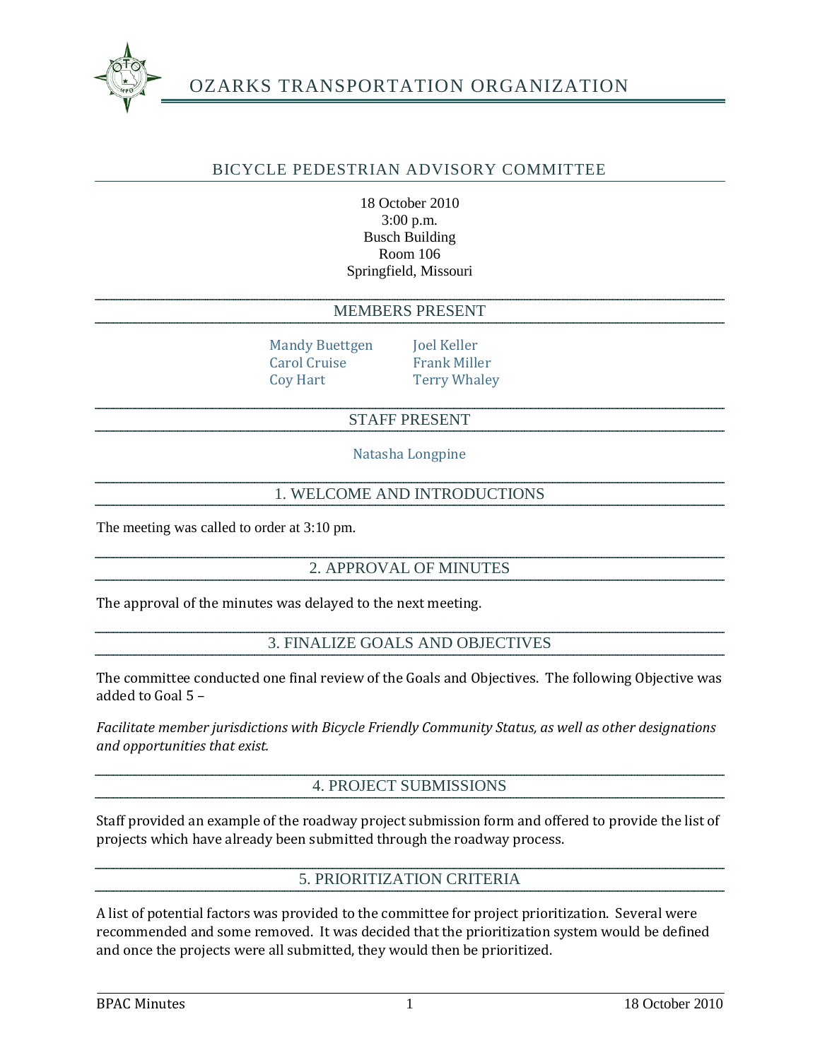# OZARKS TRANSPORTATION ORGANIZATION

## BICYCLE PEDESTRIAN ADVISORY COMMITTEE

18 October 2010
3:00 p.m.
Busch Building
Room 106
Springfield, Missouri

### MEMBERS PRESENT

Mandy Buettgen
Carol Cruise
Coy Hart
Joel Keller
Frank Miller
Terry Whaley

### STAFF PRESENT

Natasha Longpine

### 1. WELCOME AND INTRODUCTIONS

The meeting was called to order at 3:10 pm.

### 2. APPROVAL OF MINUTES

The approval of the minutes was delayed to the next meeting.

### 3. FINALIZE GOALS AND OBJECTIVES

The committee conducted one final review of the Goals and Objectives. The following Objective was added to Goal 5 –

*Facilitate member jurisdictions with Bicycle Friendly Community Status, as well as other designations and opportunities that exist.*

### 4. PROJECT SUBMISSIONS

Staff provided an example of the roadway project submission form and offered to provide the list of projects which have already been submitted through the roadway process.

### 5. PRIORITIZATION CRITERIA

A list of potential factors was provided to the committee for project prioritization. Several were recommended and some removed. It was decided that the prioritization system would be defined and once the projects were all submitted, they would then be prioritized.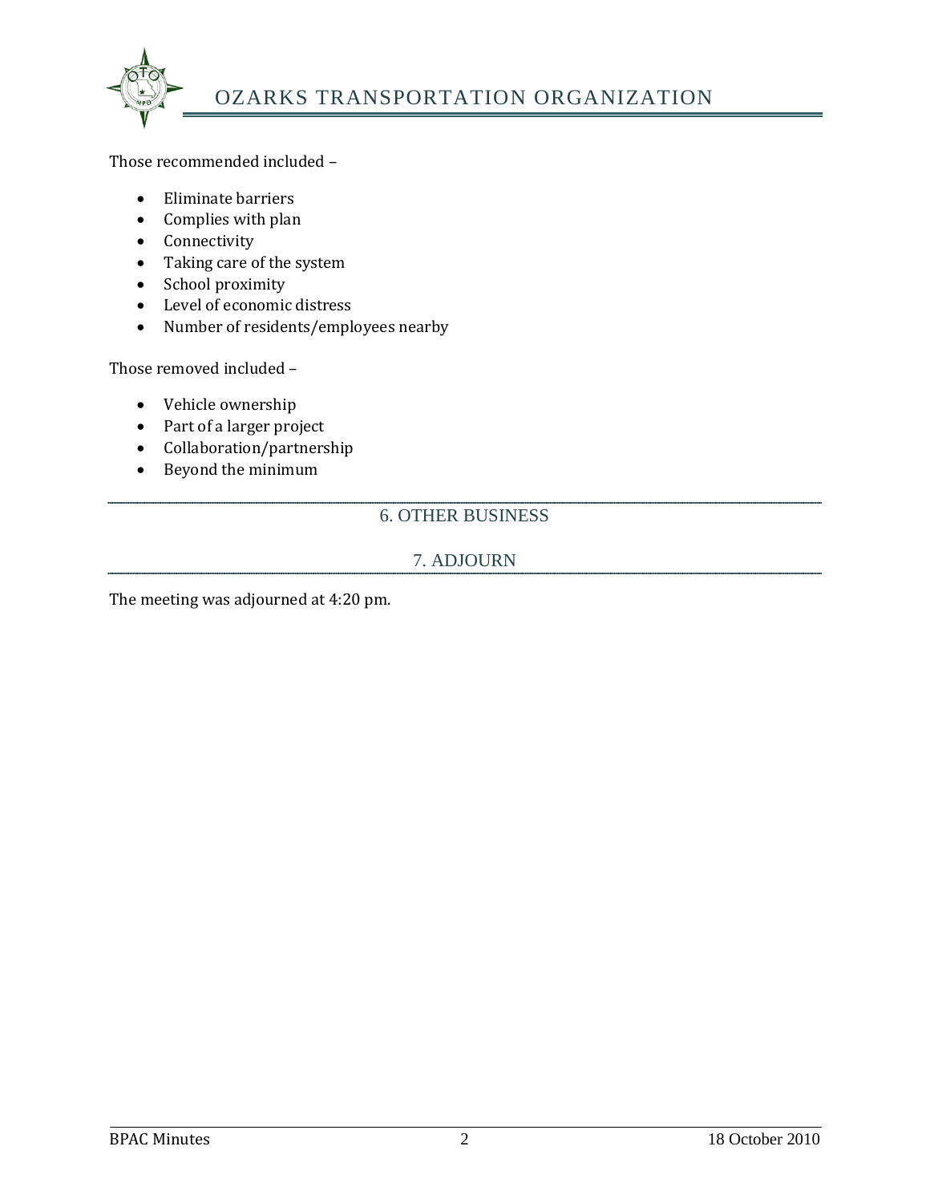Those recommended included –

- Eliminate barriers
- Complies with plan
- Connectivity
- Taking care of the system
- School proximity
- Level of economic distress
- Number of residents/employees nearby

Those removed included –

- Vehicle ownership
- Part of a larger project
- Collaboration/partnership
- Beyond the minimum

## 6. OTHER BUSINESS

## 7. ADJOURN

The meeting was adjourned at 4:20 pm.